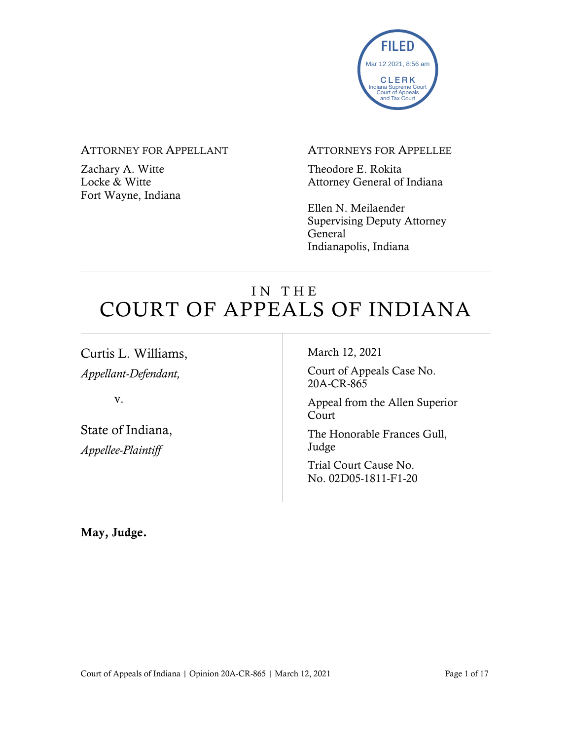FILED
Mar 12 2021, 8:56 am
CLERK
Indiana Supreme Court
Court of Appeals
and Tax Court

---

ATTORNEY FOR APPELLANT

Zachary A. Witte
Locke & Witte
Fort Wayne, Indiana

ATTORNEYS FOR APPELLEE

Theodore E. Rokita
Attorney General of Indiana

Ellen N. Meilaender
Supervising Deputy Attorney General
Indianapolis, Indiana

---

# IN THE COURT OF APPEALS OF INDIANA

---

Curtis L. Williams,
*Appellant-Defendant,*

v.

State of Indiana,
*Appellee-Plaintiff*

March 12, 2021

Court of Appeals Case No. 20A-CR-865

Appeal from the Allen Superior Court

The Honorable Frances Gull, Judge

Trial Court Cause No. No. 02D05-1811-F1-20

**May, Judge.**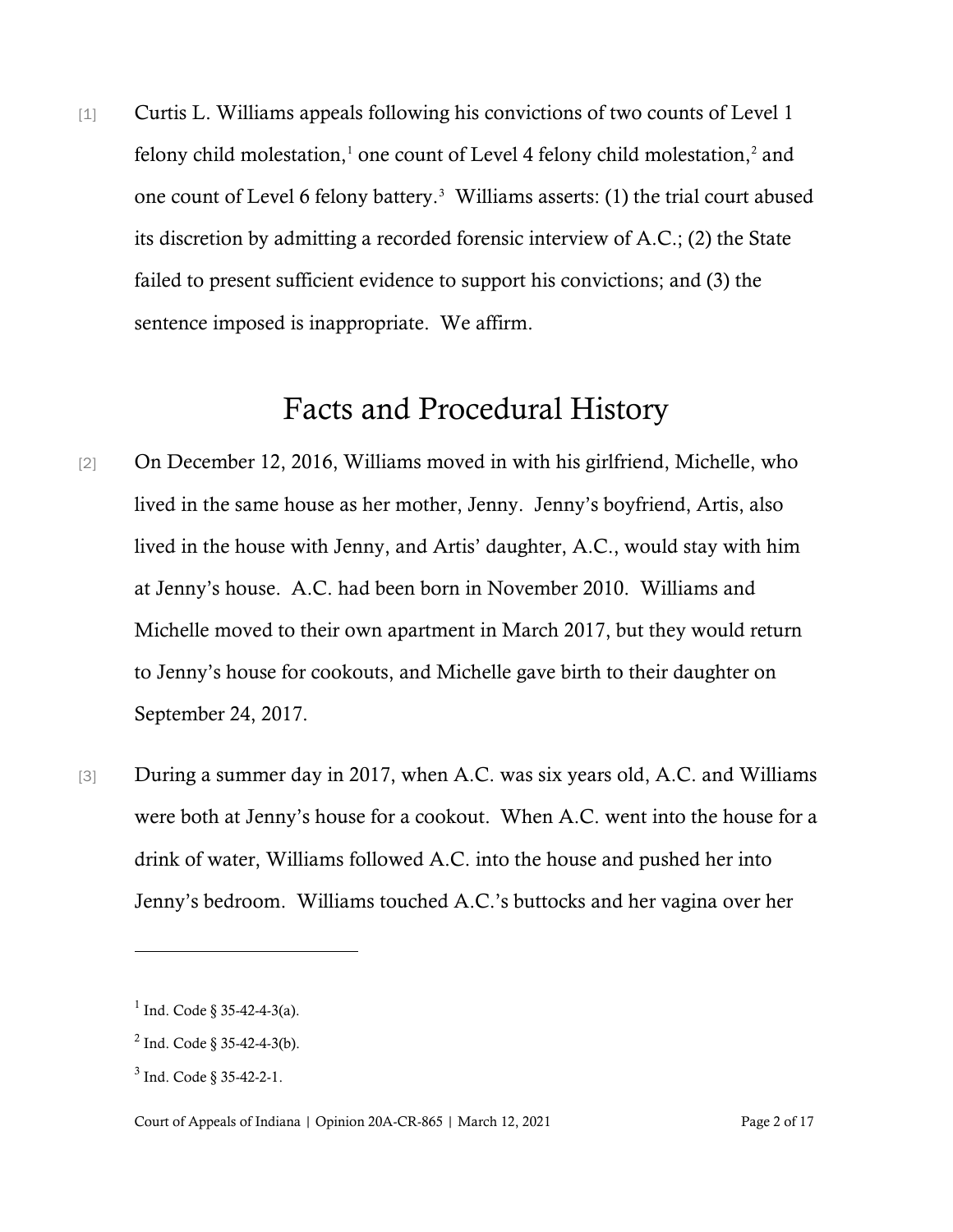[1] Curtis L. Williams appeals following his convictions of two counts of Level 1 felony child molestation,[1] one count of Level 4 felony child molestation,[2] and one count of Level 6 felony battery.[3] Williams asserts: (1) the trial court abused its discretion by admitting a recorded forensic interview of A.C.; (2) the State failed to present sufficient evidence to support his convictions; and (3) the sentence imposed is inappropriate. We affirm.

# Facts and Procedural History

[2] On December 12, 2016, Williams moved in with his girlfriend, Michelle, who lived in the same house as her mother, Jenny. Jenny's boyfriend, Artis, also lived in the house with Jenny, and Artis' daughter, A.C., would stay with him at Jenny's house. A.C. had been born in November 2010. Williams and Michelle moved to their own apartment in March 2017, but they would return to Jenny's house for cookouts, and Michelle gave birth to their daughter on September 24, 2017.

[3] During a summer day in 2017, when A.C. was six years old, A.C. and Williams were both at Jenny's house for a cookout. When A.C. went into the house for a drink of water, Williams followed A.C. into the house and pushed her into Jenny's bedroom. Williams touched A.C.'s buttocks and her vagina over her

---

[1] Ind. Code § 35-42-4-3(a).

[2] Ind. Code § 35-42-4-3(b).

[3] Ind. Code § 35-42-2-1.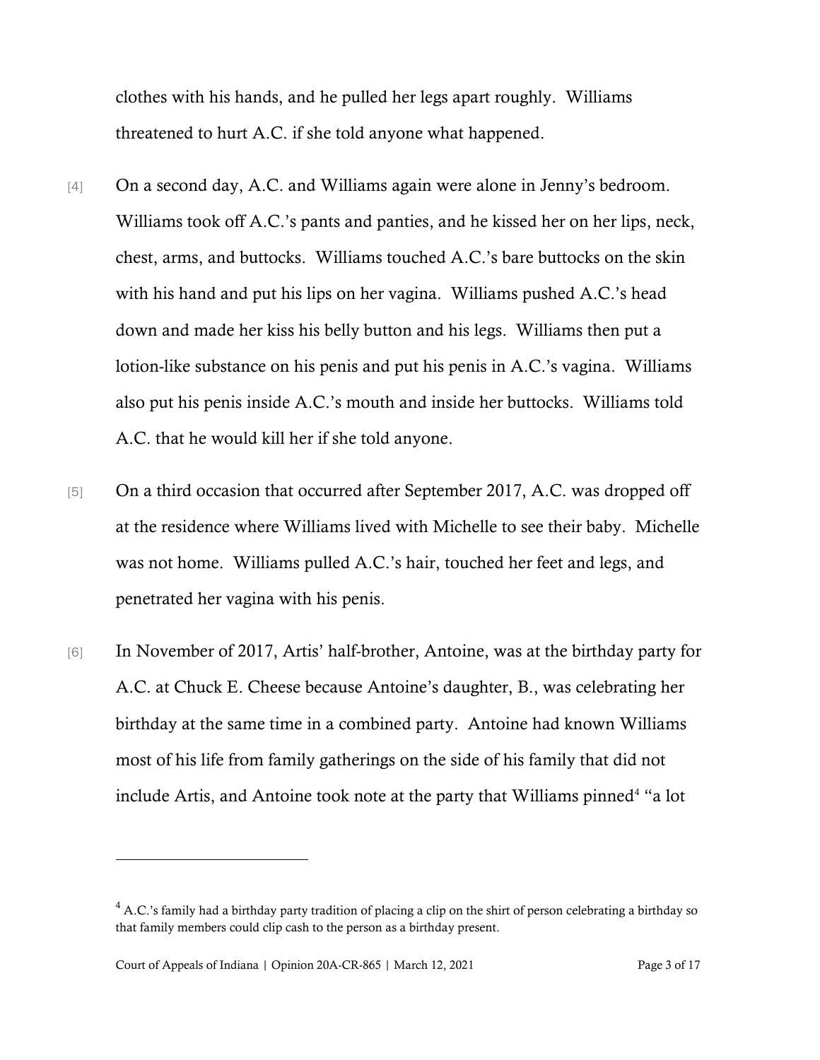clothes with his hands, and he pulled her legs apart roughly. Williams threatened to hurt A.C. if she told anyone what happened.

[4] On a second day, A.C. and Williams again were alone in Jenny's bedroom. Williams took off A.C.'s pants and panties, and he kissed her on her lips, neck, chest, arms, and buttocks. Williams touched A.C.'s bare buttocks on the skin with his hand and put his lips on her vagina. Williams pushed A.C.'s head down and made her kiss his belly button and his legs. Williams then put a lotion-like substance on his penis and put his penis in A.C.'s vagina. Williams also put his penis inside A.C.'s mouth and inside her buttocks. Williams told A.C. that he would kill her if she told anyone.

[5] On a third occasion that occurred after September 2017, A.C. was dropped off at the residence where Williams lived with Michelle to see their baby. Michelle was not home. Williams pulled A.C.'s hair, touched her feet and legs, and penetrated her vagina with his penis.

[6] In November of 2017, Artis' half-brother, Antoine, was at the birthday party for A.C. at Chuck E. Cheese because Antoine's daughter, B., was celebrating her birthday at the same time in a combined party. Antoine had known Williams most of his life from family gatherings on the side of his family that did not include Artis, and Antoine took note at the party that Williams pinned[4] "a lot

---

[4] A.C.'s family had a birthday party tradition of placing a clip on the shirt of person celebrating a birthday so that family members could clip cash to the person as a birthday present.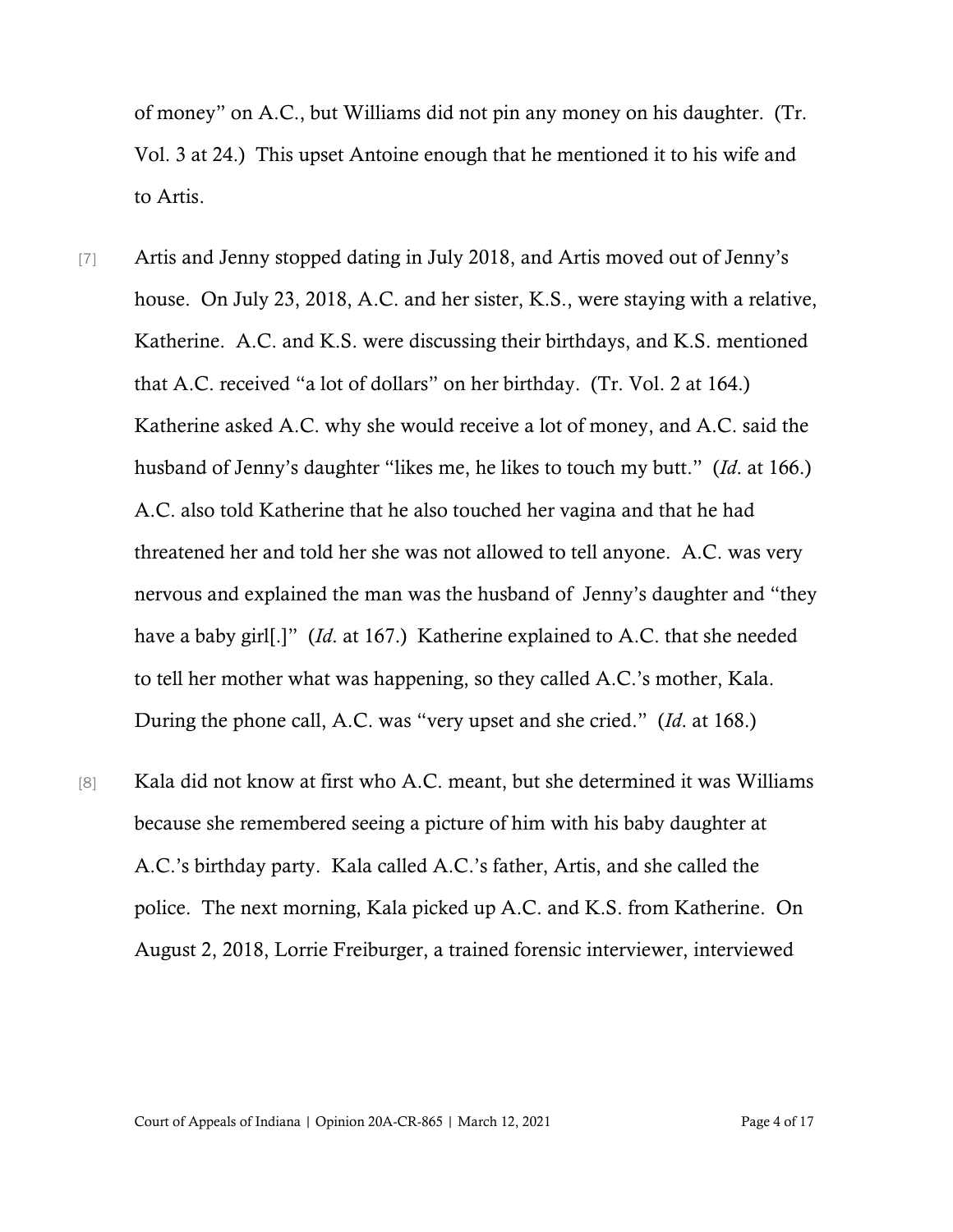of money" on A.C., but Williams did not pin any money on his daughter. (Tr. Vol. 3 at 24.) This upset Antoine enough that he mentioned it to his wife and to Artis.

[7] Artis and Jenny stopped dating in July 2018, and Artis moved out of Jenny's house. On July 23, 2018, A.C. and her sister, K.S., were staying with a relative, Katherine. A.C. and K.S. were discussing their birthdays, and K.S. mentioned that A.C. received "a lot of dollars" on her birthday. (Tr. Vol. 2 at 164.) Katherine asked A.C. why she would receive a lot of money, and A.C. said the husband of Jenny's daughter "likes me, he likes to touch my butt." (*Id*. at 166.) A.C. also told Katherine that he also touched her vagina and that he had threatened her and told her she was not allowed to tell anyone. A.C. was very nervous and explained the man was the husband of Jenny's daughter and "they have a baby girl[.]" (*Id*. at 167.) Katherine explained to A.C. that she needed to tell her mother what was happening, so they called A.C.'s mother, Kala. During the phone call, A.C. was "very upset and she cried." (*Id*. at 168.)

[8] Kala did not know at first who A.C. meant, but she determined it was Williams because she remembered seeing a picture of him with his baby daughter at A.C.'s birthday party. Kala called A.C.'s father, Artis, and she called the police. The next morning, Kala picked up A.C. and K.S. from Katherine. On August 2, 2018, Lorrie Freiburger, a trained forensic interviewer, interviewed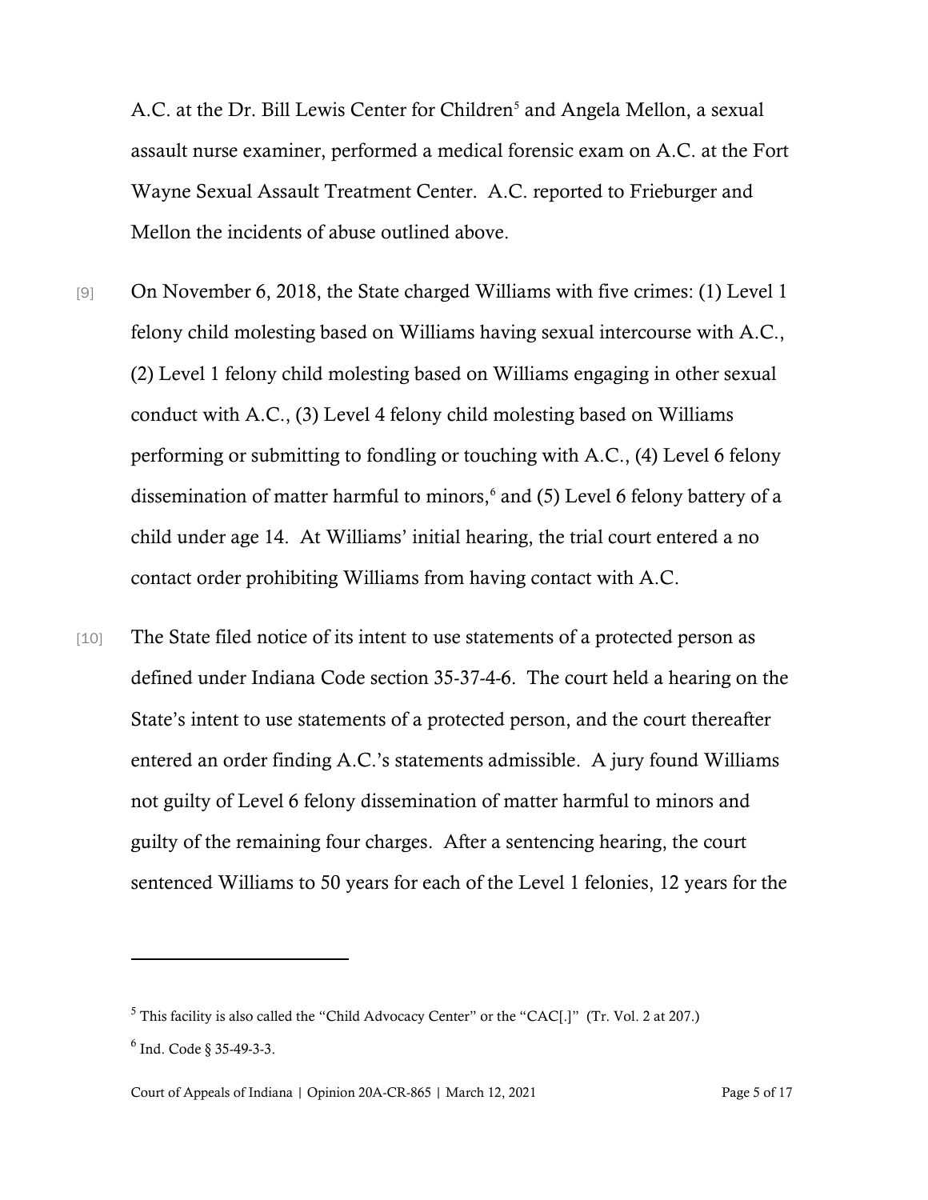A.C. at the Dr. Bill Lewis Center for Children[5] and Angela Mellon, a sexual assault nurse examiner, performed a medical forensic exam on A.C. at the Fort Wayne Sexual Assault Treatment Center. A.C. reported to Frieburger and Mellon the incidents of abuse outlined above.

[9] On November 6, 2018, the State charged Williams with five crimes: (1) Level 1 felony child molesting based on Williams having sexual intercourse with A.C., (2) Level 1 felony child molesting based on Williams engaging in other sexual conduct with A.C., (3) Level 4 felony child molesting based on Williams performing or submitting to fondling or touching with A.C., (4) Level 6 felony dissemination of matter harmful to minors,[6] and (5) Level 6 felony battery of a child under age 14. At Williams' initial hearing, the trial court entered a no contact order prohibiting Williams from having contact with A.C.

[10] The State filed notice of its intent to use statements of a protected person as defined under Indiana Code section 35-37-4-6. The court held a hearing on the State's intent to use statements of a protected person, and the court thereafter entered an order finding A.C.'s statements admissible. A jury found Williams not guilty of Level 6 felony dissemination of matter harmful to minors and guilty of the remaining four charges. After a sentencing hearing, the court sentenced Williams to 50 years for each of the Level 1 felonies, 12 years for the

---

[5] This facility is also called the "Child Advocacy Center" or the "CAC[.]" (Tr. Vol. 2 at 207.)

[6] Ind. Code § 35-49-3-3.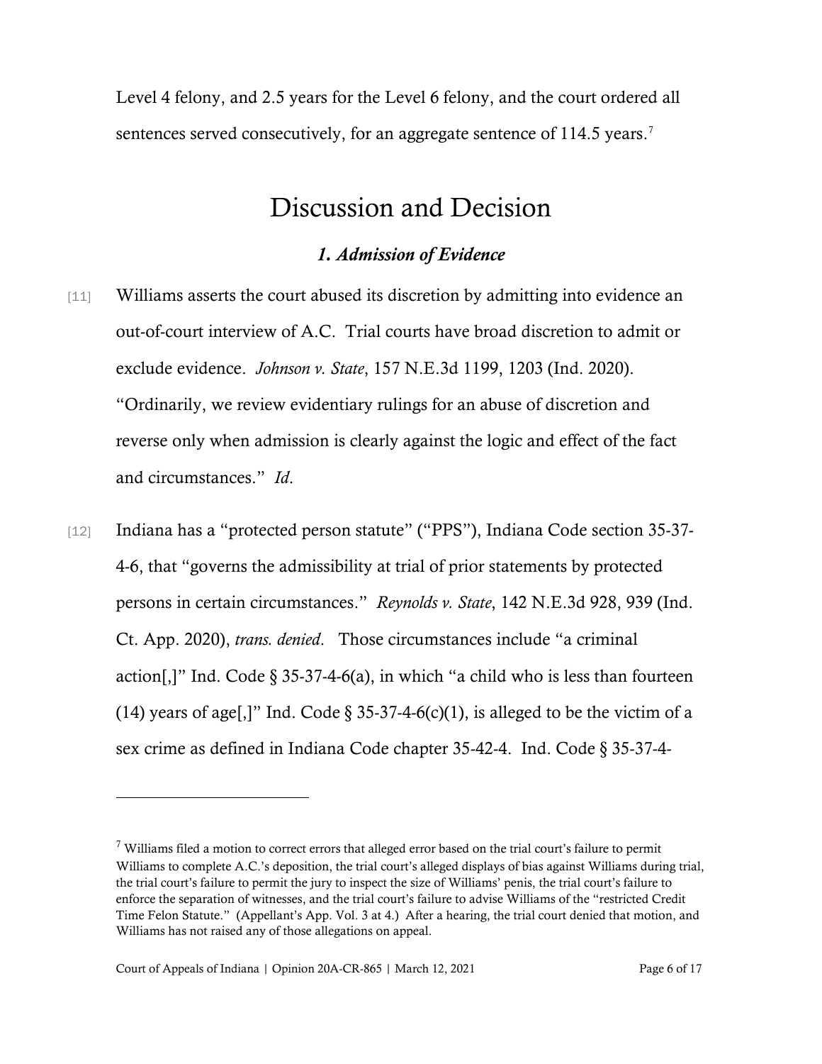Level 4 felony, and 2.5 years for the Level 6 felony, and the court ordered all sentences served consecutively, for an aggregate sentence of 114.5 years.[7]

# Discussion and Decision

### *1. Admission of Evidence*

[11] Williams asserts the court abused its discretion by admitting into evidence an out-of-court interview of A.C. Trial courts have broad discretion to admit or exclude evidence. *Johnson v. State*, 157 N.E.3d 1199, 1203 (Ind. 2020). "Ordinarily, we review evidentiary rulings for an abuse of discretion and reverse only when admission is clearly against the logic and effect of the fact and circumstances." *Id*.

[12] Indiana has a "protected person statute" ("PPS"), Indiana Code section 35-37-4-6, that "governs the admissibility at trial of prior statements by protected persons in certain circumstances." *Reynolds v. State*, 142 N.E.3d 928, 939 (Ind. Ct. App. 2020), *trans. denied*. Those circumstances include "a criminal action[,]" Ind. Code § 35-37-4-6(a), in which "a child who is less than fourteen (14) years of age[,]" Ind. Code § 35-37-4-6(c)(1), is alleged to be the victim of a sex crime as defined in Indiana Code chapter 35-42-4. Ind. Code § 35-37-4-

---

[7] Williams filed a motion to correct errors that alleged error based on the trial court's failure to permit Williams to complete A.C.'s deposition, the trial court's alleged displays of bias against Williams during trial, the trial court's failure to permit the jury to inspect the size of Williams' penis, the trial court's failure to enforce the separation of witnesses, and the trial court's failure to advise Williams of the "restricted Credit Time Felon Statute." (Appellant's App. Vol. 3 at 4.) After a hearing, the trial court denied that motion, and Williams has not raised any of those allegations on appeal.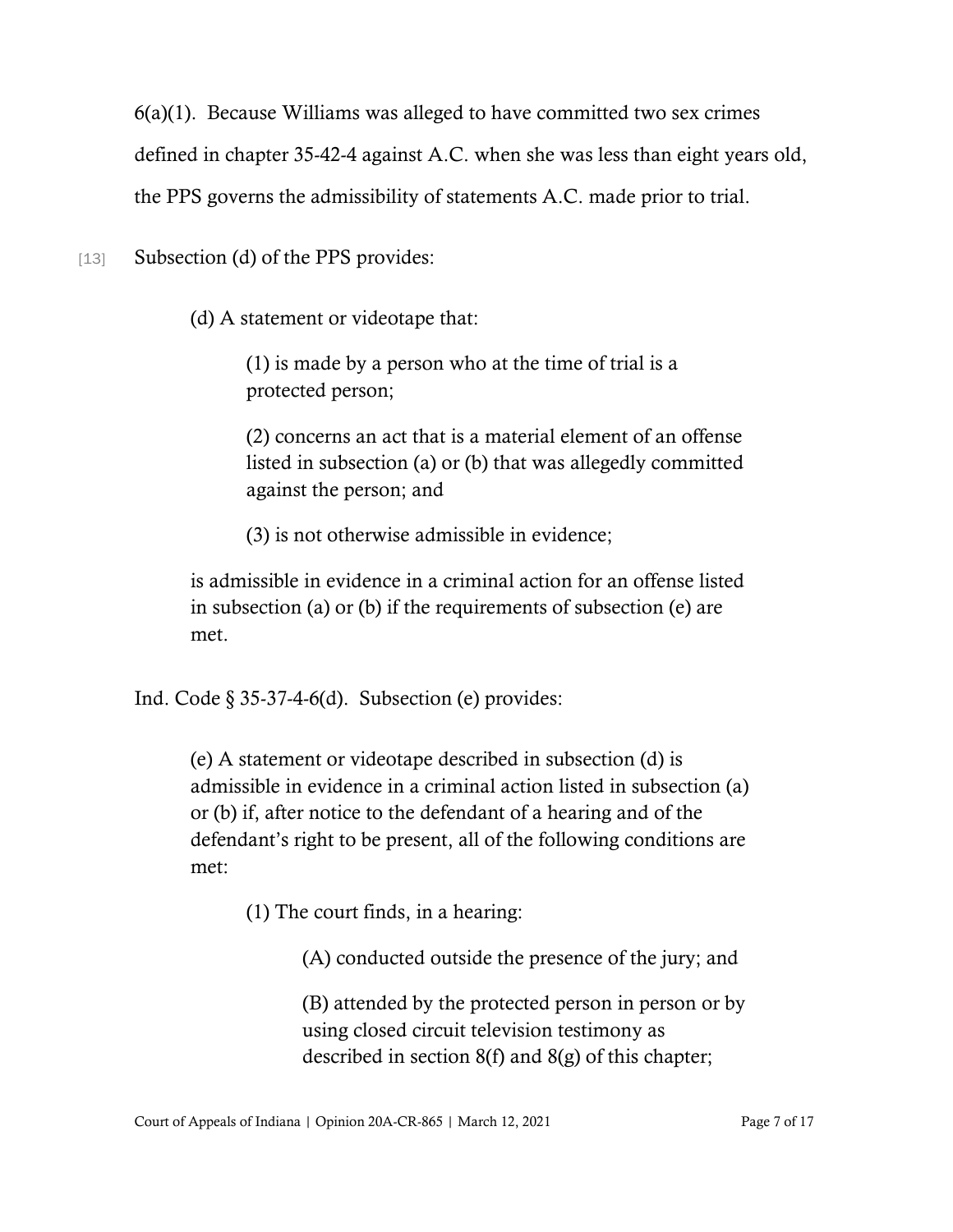6(a)(1). Because Williams was alleged to have committed two sex crimes defined in chapter 35-42-4 against A.C. when she was less than eight years old, the PPS governs the admissibility of statements A.C. made prior to trial.

[13] Subsection (d) of the PPS provides:

> (d) A statement or videotape that:
>
> > (1) is made by a person who at the time of trial is a protected person;
> >
> > (2) concerns an act that is a material element of an offense listed in subsection (a) or (b) that was allegedly committed against the person; and
> >
> > (3) is not otherwise admissible in evidence;
>
> is admissible in evidence in a criminal action for an offense listed in subsection (a) or (b) if the requirements of subsection (e) are met.

Ind. Code § 35-37-4-6(d). Subsection (e) provides:

> (e) A statement or videotape described in subsection (d) is admissible in evidence in a criminal action listed in subsection (a) or (b) if, after notice to the defendant of a hearing and of the defendant's right to be present, all of the following conditions are met:
>
> > (1) The court finds, in a hearing:
> >
> > > (A) conducted outside the presence of the jury; and
> > >
> > > (B) attended by the protected person in person or by using closed circuit television testimony as described in section 8(f) and 8(g) of this chapter;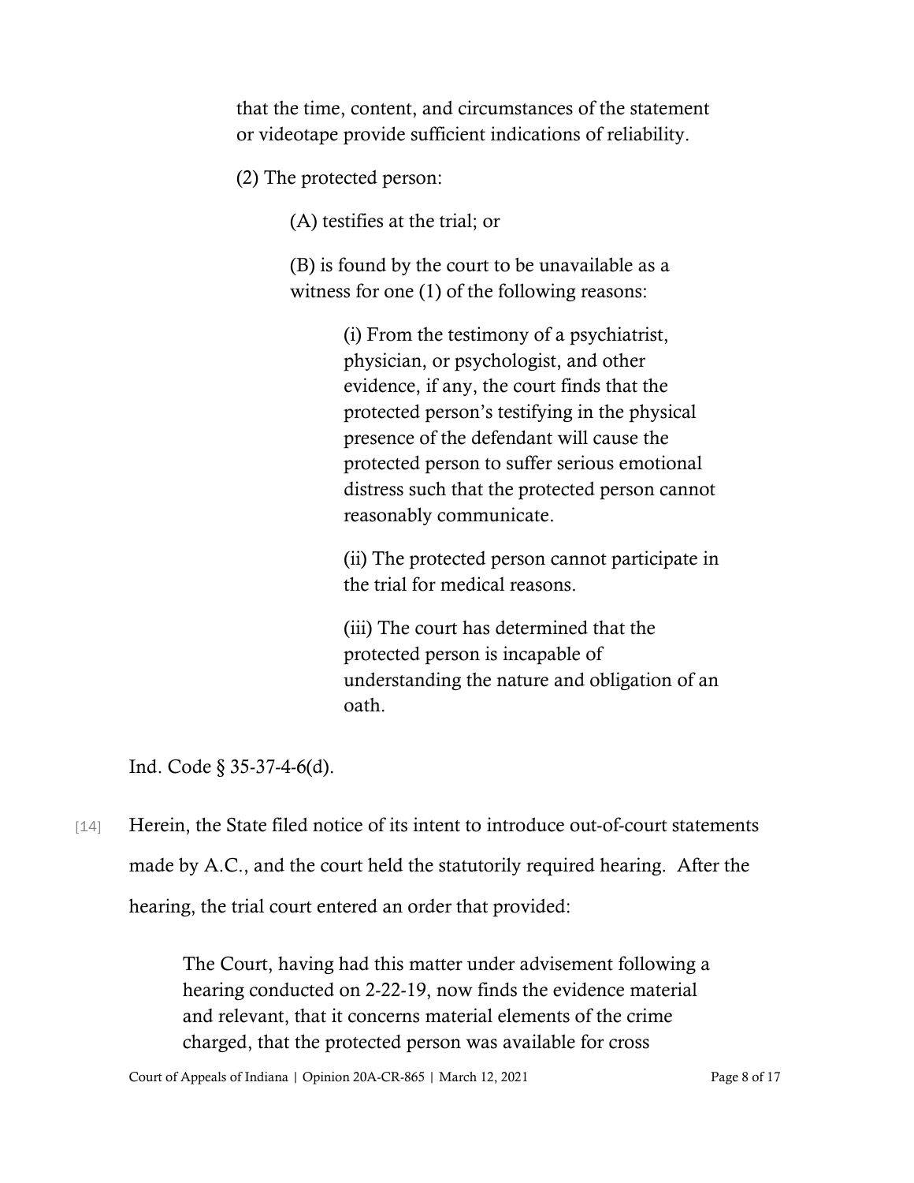> that the time, content, and circumstances of the statement or videotape provide sufficient indications of reliability.
>
> (2) The protected person:
>
> > (A) testifies at the trial; or
> >
> > (B) is found by the court to be unavailable as a witness for one (1) of the following reasons:
> >
> > > (i) From the testimony of a psychiatrist, physician, or psychologist, and other evidence, if any, the court finds that the protected person's testifying in the physical presence of the defendant will cause the protected person to suffer serious emotional distress such that the protected person cannot reasonably communicate.
> > >
> > > (ii) The protected person cannot participate in the trial for medical reasons.
> > >
> > > (iii) The court has determined that the protected person is incapable of understanding the nature and obligation of an oath.

Ind. Code § 35-37-4-6(d).

[14] Herein, the State filed notice of its intent to introduce out-of-court statements made by A.C., and the court held the statutorily required hearing. After the hearing, the trial court entered an order that provided:

> The Court, having had this matter under advisement following a hearing conducted on 2-22-19, now finds the evidence material and relevant, that it concerns material elements of the crime charged, that the protected person was available for cross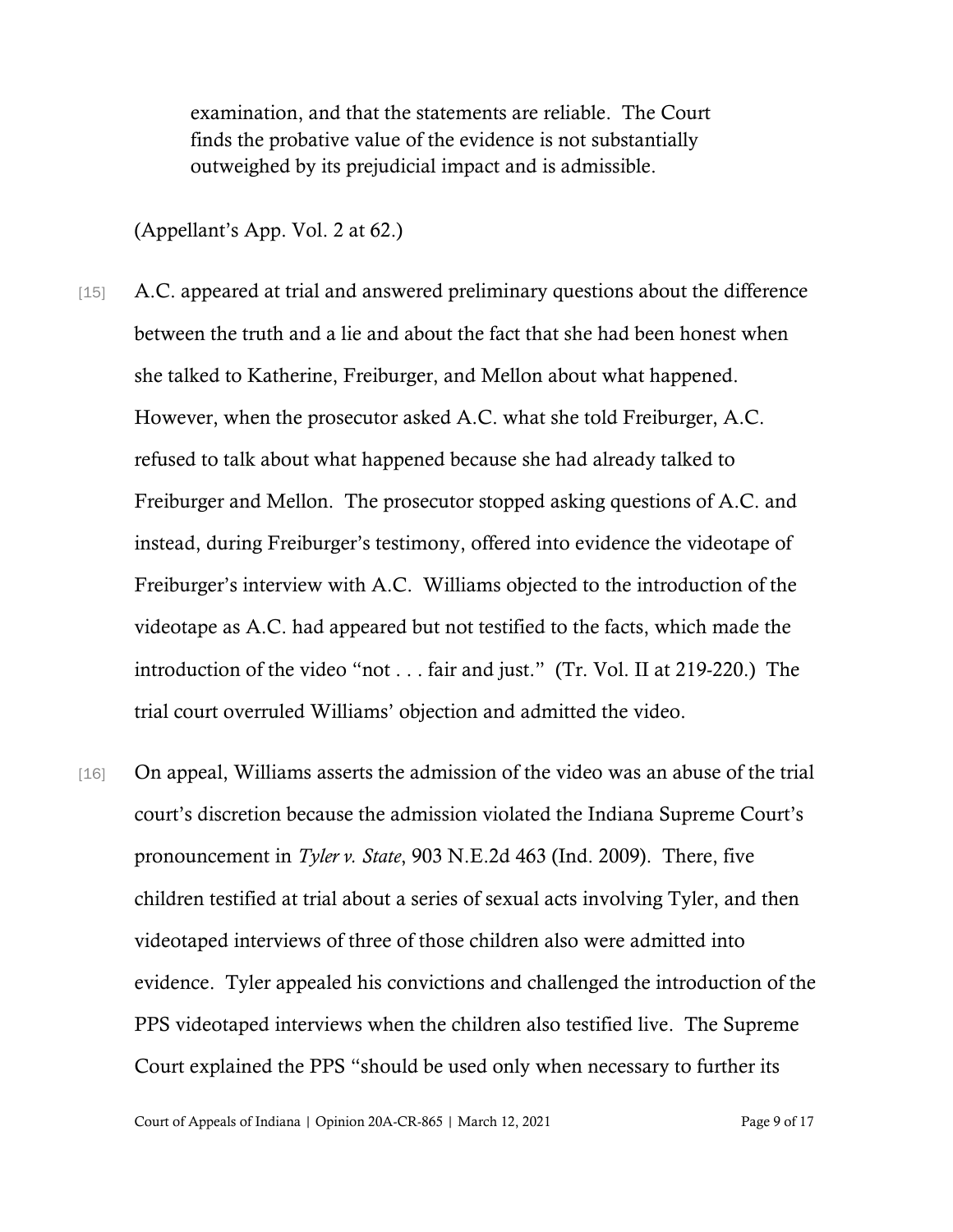> examination, and that the statements are reliable. The Court finds the probative value of the evidence is not substantially outweighed by its prejudicial impact and is admissible.

(Appellant's App. Vol. 2 at 62.)

[15] A.C. appeared at trial and answered preliminary questions about the difference between the truth and a lie and about the fact that she had been honest when she talked to Katherine, Freiburger, and Mellon about what happened. However, when the prosecutor asked A.C. what she told Freiburger, A.C. refused to talk about what happened because she had already talked to Freiburger and Mellon. The prosecutor stopped asking questions of A.C. and instead, during Freiburger's testimony, offered into evidence the videotape of Freiburger's interview with A.C. Williams objected to the introduction of the videotape as A.C. had appeared but not testified to the facts, which made the introduction of the video "not . . . fair and just." (Tr. Vol. II at 219-220.) The trial court overruled Williams' objection and admitted the video.

[16] On appeal, Williams asserts the admission of the video was an abuse of the trial court's discretion because the admission violated the Indiana Supreme Court's pronouncement in *Tyler v. State*, 903 N.E.2d 463 (Ind. 2009). There, five children testified at trial about a series of sexual acts involving Tyler, and then videotaped interviews of three of those children also were admitted into evidence. Tyler appealed his convictions and challenged the introduction of the PPS videotaped interviews when the children also testified live. The Supreme Court explained the PPS "should be used only when necessary to further its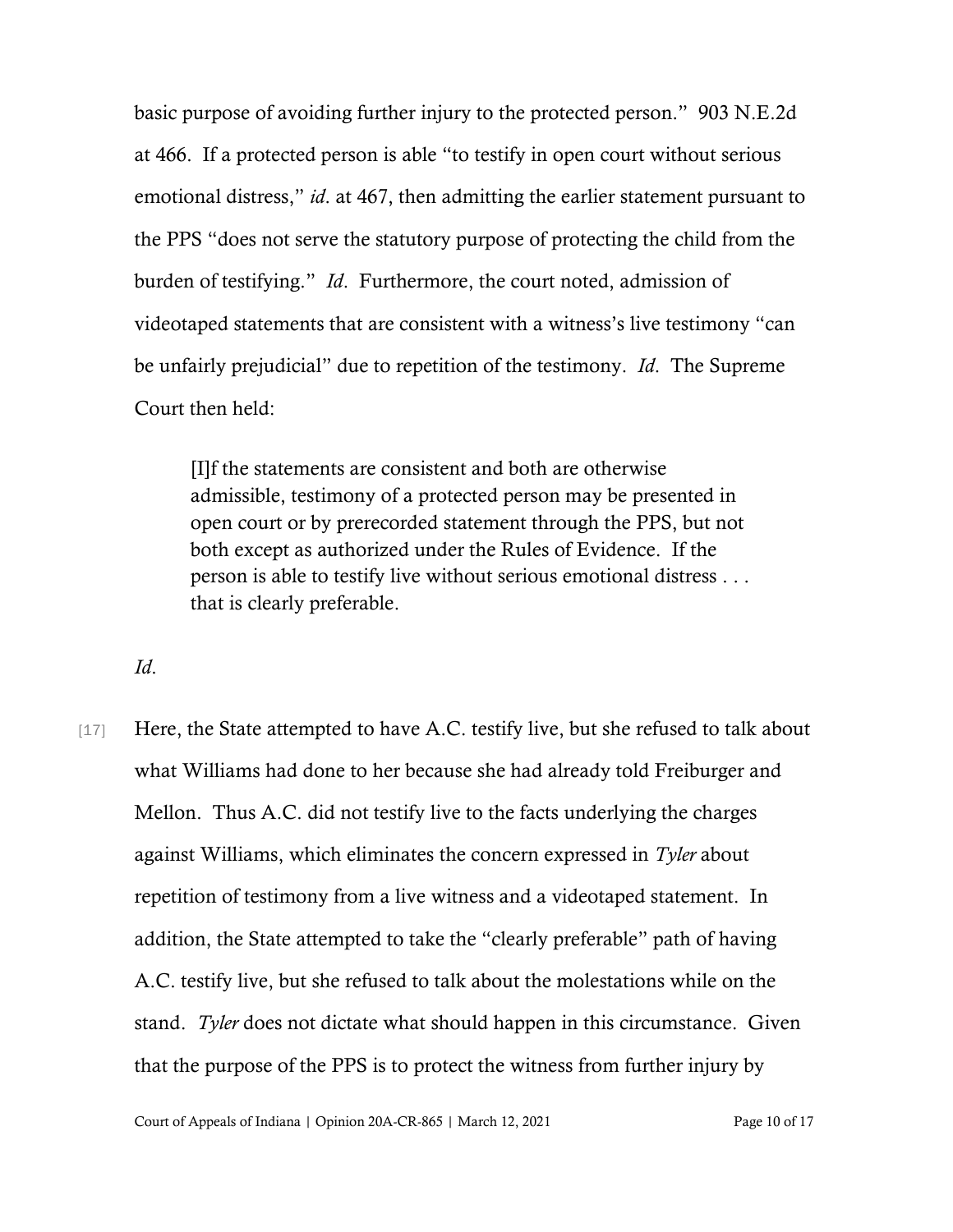basic purpose of avoiding further injury to the protected person." 903 N.E.2d at 466. If a protected person is able "to testify in open court without serious emotional distress," *id*. at 467, then admitting the earlier statement pursuant to the PPS "does not serve the statutory purpose of protecting the child from the burden of testifying." *Id*. Furthermore, the court noted, admission of videotaped statements that are consistent with a witness's live testimony "can be unfairly prejudicial" due to repetition of the testimony. *Id*. The Supreme Court then held:

> [I]f the statements are consistent and both are otherwise admissible, testimony of a protected person may be presented in open court or by prerecorded statement through the PPS, but not both except as authorized under the Rules of Evidence. If the person is able to testify live without serious emotional distress . . . that is clearly preferable.

*Id*.

[17] Here, the State attempted to have A.C. testify live, but she refused to talk about what Williams had done to her because she had already told Freiburger and Mellon. Thus A.C. did not testify live to the facts underlying the charges against Williams, which eliminates the concern expressed in *Tyler* about repetition of testimony from a live witness and a videotaped statement. In addition, the State attempted to take the "clearly preferable" path of having A.C. testify live, but she refused to talk about the molestations while on the stand. *Tyler* does not dictate what should happen in this circumstance. Given that the purpose of the PPS is to protect the witness from further injury by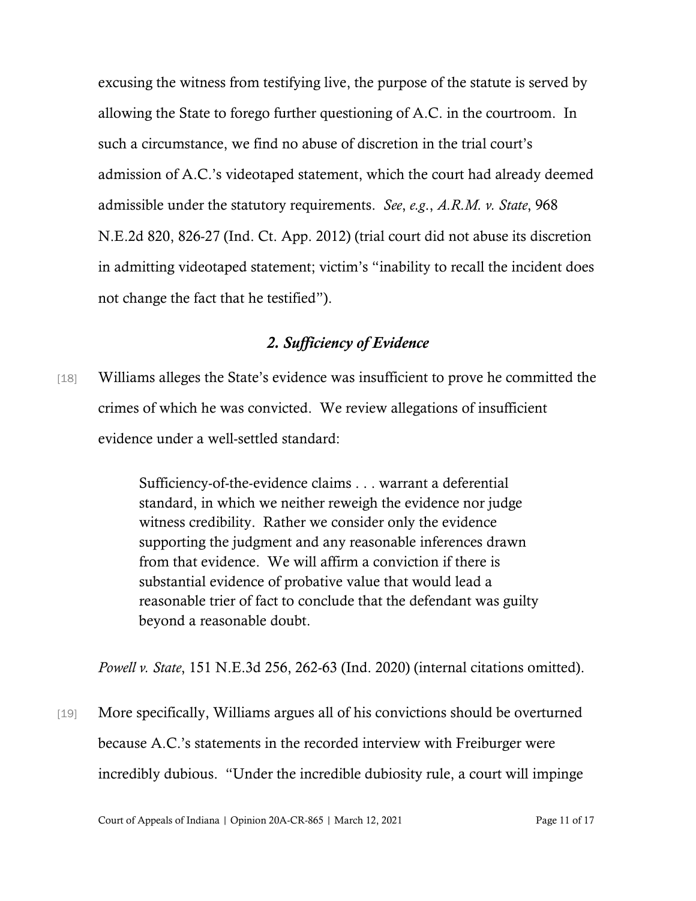excusing the witness from testifying live, the purpose of the statute is served by allowing the State to forego further questioning of A.C. in the courtroom. In such a circumstance, we find no abuse of discretion in the trial court's admission of A.C.'s videotaped statement, which the court had already deemed admissible under the statutory requirements. *See*, *e.g.*, *A.R.M. v. State*, 968 N.E.2d 820, 826-27 (Ind. Ct. App. 2012) (trial court did not abuse its discretion in admitting videotaped statement; victim's "inability to recall the incident does not change the fact that he testified").

### *2. Sufficiency of Evidence*

[18] Williams alleges the State's evidence was insufficient to prove he committed the crimes of which he was convicted. We review allegations of insufficient evidence under a well-settled standard:

> Sufficiency-of-the-evidence claims . . . warrant a deferential standard, in which we neither reweigh the evidence nor judge witness credibility. Rather we consider only the evidence supporting the judgment and any reasonable inferences drawn from that evidence. We will affirm a conviction if there is substantial evidence of probative value that would lead a reasonable trier of fact to conclude that the defendant was guilty beyond a reasonable doubt.

*Powell v. State*, 151 N.E.3d 256, 262-63 (Ind. 2020) (internal citations omitted).

[19] More specifically, Williams argues all of his convictions should be overturned because A.C.'s statements in the recorded interview with Freiburger were incredibly dubious. "Under the incredible dubiosity rule, a court will impinge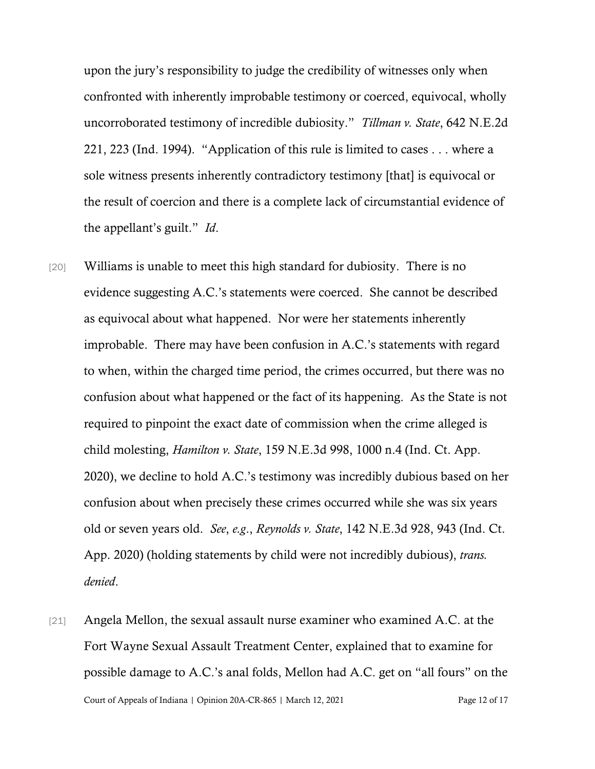upon the jury's responsibility to judge the credibility of witnesses only when confronted with inherently improbable testimony or coerced, equivocal, wholly uncorroborated testimony of incredible dubiosity." *Tillman v. State*, 642 N.E.2d 221, 223 (Ind. 1994). "Application of this rule is limited to cases . . . where a sole witness presents inherently contradictory testimony [that] is equivocal or the result of coercion and there is a complete lack of circumstantial evidence of the appellant's guilt." *Id*.

[20] Williams is unable to meet this high standard for dubiosity. There is no evidence suggesting A.C.'s statements were coerced. She cannot be described as equivocal about what happened. Nor were her statements inherently improbable. There may have been confusion in A.C.'s statements with regard to when, within the charged time period, the crimes occurred, but there was no confusion about what happened or the fact of its happening. As the State is not required to pinpoint the exact date of commission when the crime alleged is child molesting, *Hamilton v. State*, 159 N.E.3d 998, 1000 n.4 (Ind. Ct. App. 2020), we decline to hold A.C.'s testimony was incredibly dubious based on her confusion about when precisely these crimes occurred while she was six years old or seven years old. *See*, *e.g*., *Reynolds v. State*, 142 N.E.3d 928, 943 (Ind. Ct. App. 2020) (holding statements by child were not incredibly dubious), *trans. denied*.

[21] Angela Mellon, the sexual assault nurse examiner who examined A.C. at the Fort Wayne Sexual Assault Treatment Center, explained that to examine for possible damage to A.C.'s anal folds, Mellon had A.C. get on "all fours" on the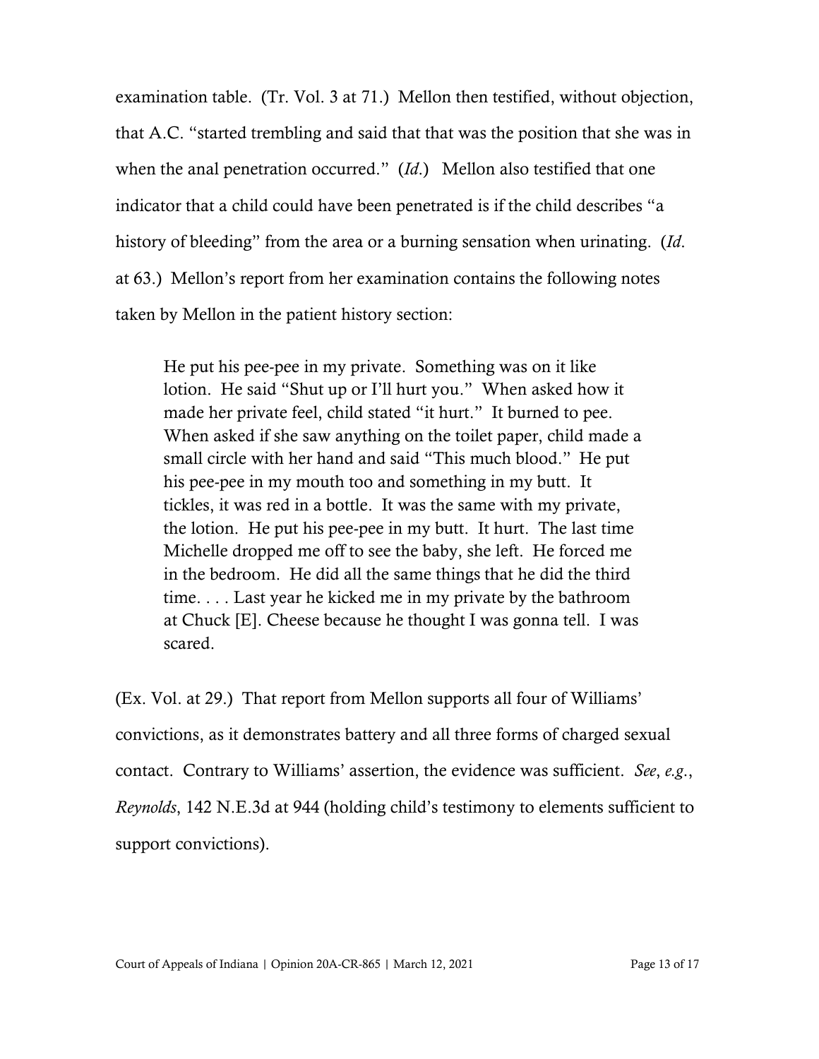examination table. (Tr. Vol. 3 at 71.) Mellon then testified, without objection, that A.C. "started trembling and said that that was the position that she was in when the anal penetration occurred." (*Id*.) Mellon also testified that one indicator that a child could have been penetrated is if the child describes "a history of bleeding" from the area or a burning sensation when urinating. (*Id*. at 63.) Mellon's report from her examination contains the following notes taken by Mellon in the patient history section:

> He put his pee-pee in my private. Something was on it like lotion. He said "Shut up or I'll hurt you." When asked how it made her private feel, child stated "it hurt." It burned to pee. When asked if she saw anything on the toilet paper, child made a small circle with her hand and said "This much blood." He put his pee-pee in my mouth too and something in my butt. It tickles, it was red in a bottle. It was the same with my private, the lotion. He put his pee-pee in my butt. It hurt. The last time Michelle dropped me off to see the baby, she left. He forced me in the bedroom. He did all the same things that he did the third time. . . . Last year he kicked me in my private by the bathroom at Chuck [E]. Cheese because he thought I was gonna tell. I was scared.

(Ex. Vol. at 29.) That report from Mellon supports all four of Williams' convictions, as it demonstrates battery and all three forms of charged sexual contact. Contrary to Williams' assertion, the evidence was sufficient. *See*, *e.g.*, *Reynolds*, 142 N.E.3d at 944 (holding child's testimony to elements sufficient to support convictions).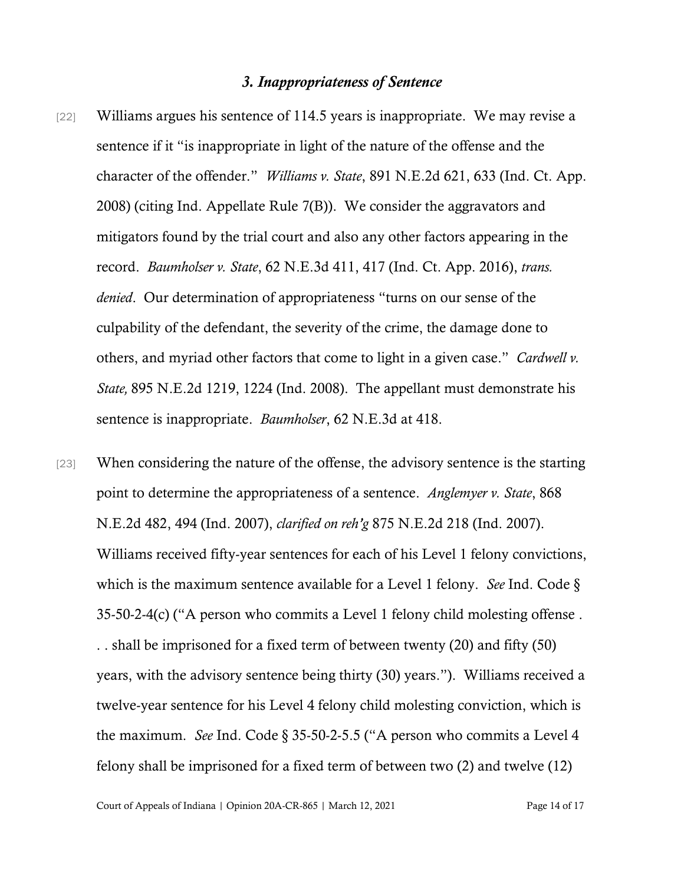### *3. Inappropriateness of Sentence*

[22] Williams argues his sentence of 114.5 years is inappropriate. We may revise a sentence if it "is inappropriate in light of the nature of the offense and the character of the offender." *Williams v. State*, 891 N.E.2d 621, 633 (Ind. Ct. App. 2008) (citing Ind. Appellate Rule 7(B)). We consider the aggravators and mitigators found by the trial court and also any other factors appearing in the record. *Baumholser v. State*, 62 N.E.3d 411, 417 (Ind. Ct. App. 2016), *trans. denied*. Our determination of appropriateness "turns on our sense of the culpability of the defendant, the severity of the crime, the damage done to others, and myriad other factors that come to light in a given case." *Cardwell v. State,* 895 N.E.2d 1219, 1224 (Ind. 2008). The appellant must demonstrate his sentence is inappropriate. *Baumholser*, 62 N.E.3d at 418.

[23] When considering the nature of the offense, the advisory sentence is the starting point to determine the appropriateness of a sentence. *Anglemyer v. State*, 868 N.E.2d 482, 494 (Ind. 2007), *clarified on reh'g* 875 N.E.2d 218 (Ind. 2007). Williams received fifty-year sentences for each of his Level 1 felony convictions, which is the maximum sentence available for a Level 1 felony. *See* Ind. Code § 35-50-2-4(c) ("A person who commits a Level 1 felony child molesting offense . . . shall be imprisoned for a fixed term of between twenty (20) and fifty (50) years, with the advisory sentence being thirty (30) years."). Williams received a twelve-year sentence for his Level 4 felony child molesting conviction, which is the maximum. *See* Ind. Code § 35-50-2-5.5 ("A person who commits a Level 4 felony shall be imprisoned for a fixed term of between two (2) and twelve (12)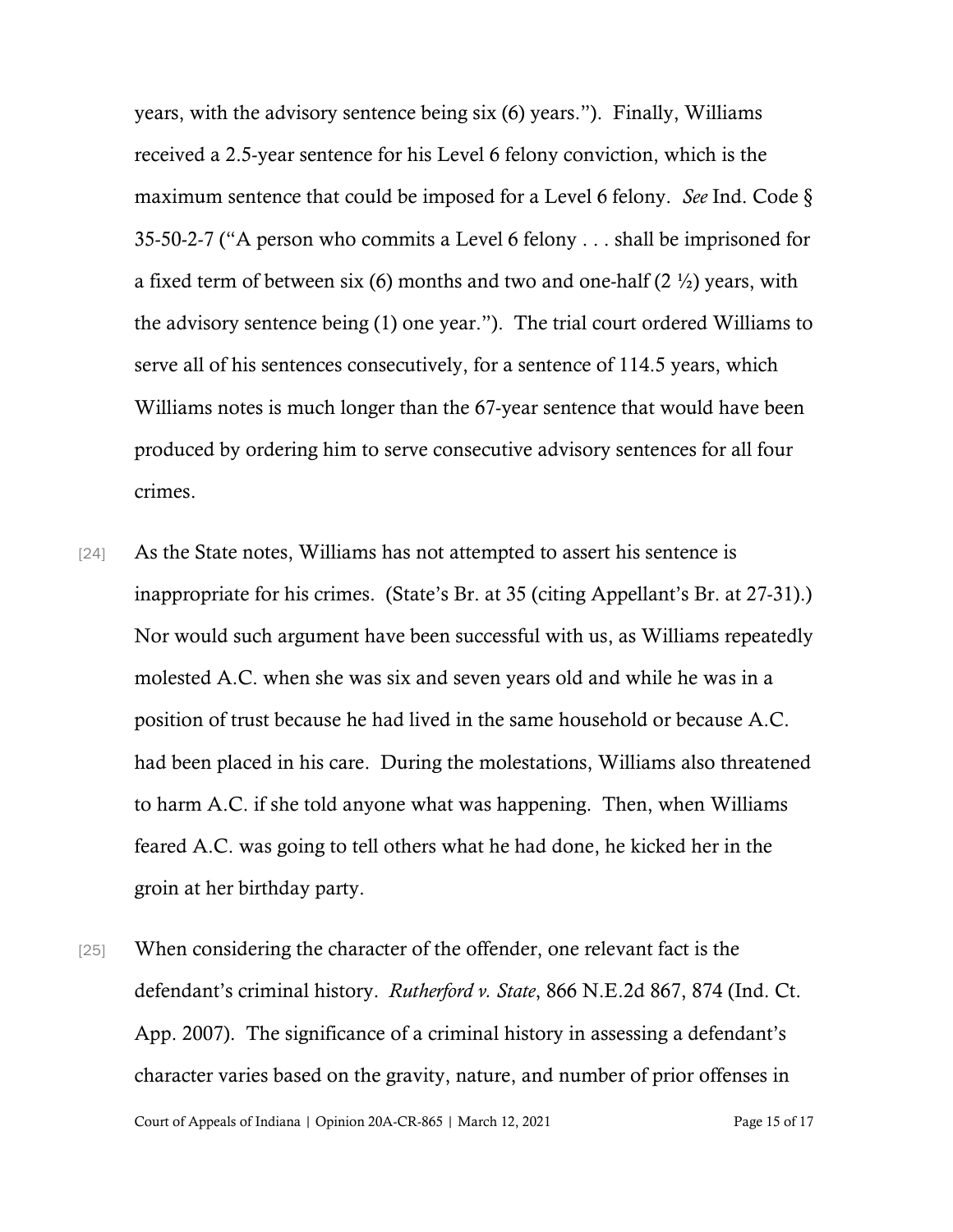years, with the advisory sentence being six (6) years."). Finally, Williams received a 2.5-year sentence for his Level 6 felony conviction, which is the maximum sentence that could be imposed for a Level 6 felony. *See* Ind. Code § 35-50-2-7 ("A person who commits a Level 6 felony . . . shall be imprisoned for a fixed term of between six (6) months and two and one-half (2 ½) years, with the advisory sentence being (1) one year."). The trial court ordered Williams to serve all of his sentences consecutively, for a sentence of 114.5 years, which Williams notes is much longer than the 67-year sentence that would have been produced by ordering him to serve consecutive advisory sentences for all four crimes.

[24] As the State notes, Williams has not attempted to assert his sentence is inappropriate for his crimes. (State's Br. at 35 (citing Appellant's Br. at 27-31).) Nor would such argument have been successful with us, as Williams repeatedly molested A.C. when she was six and seven years old and while he was in a position of trust because he had lived in the same household or because A.C. had been placed in his care. During the molestations, Williams also threatened to harm A.C. if she told anyone what was happening. Then, when Williams feared A.C. was going to tell others what he had done, he kicked her in the groin at her birthday party.

[25] When considering the character of the offender, one relevant fact is the defendant's criminal history. *Rutherford v. State*, 866 N.E.2d 867, 874 (Ind. Ct. App. 2007). The significance of a criminal history in assessing a defendant's character varies based on the gravity, nature, and number of prior offenses in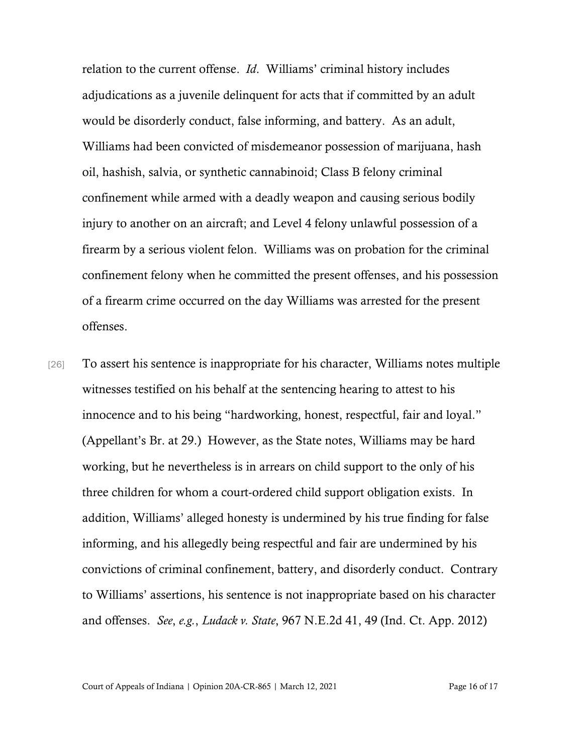relation to the current offense. *Id*. Williams' criminal history includes adjudications as a juvenile delinquent for acts that if committed by an adult would be disorderly conduct, false informing, and battery. As an adult, Williams had been convicted of misdemeanor possession of marijuana, hash oil, hashish, salvia, or synthetic cannabinoid; Class B felony criminal confinement while armed with a deadly weapon and causing serious bodily injury to another on an aircraft; and Level 4 felony unlawful possession of a firearm by a serious violent felon. Williams was on probation for the criminal confinement felony when he committed the present offenses, and his possession of a firearm crime occurred on the day Williams was arrested for the present offenses.

[26] To assert his sentence is inappropriate for his character, Williams notes multiple witnesses testified on his behalf at the sentencing hearing to attest to his innocence and to his being "hardworking, honest, respectful, fair and loyal." (Appellant's Br. at 29.) However, as the State notes, Williams may be hard working, but he nevertheless is in arrears on child support to the only of his three children for whom a court-ordered child support obligation exists. In addition, Williams' alleged honesty is undermined by his true finding for false informing, and his allegedly being respectful and fair are undermined by his convictions of criminal confinement, battery, and disorderly conduct. Contrary to Williams' assertions, his sentence is not inappropriate based on his character and offenses. *See*, *e.g.*, *Ludack v. State*, 967 N.E.2d 41, 49 (Ind. Ct. App. 2012)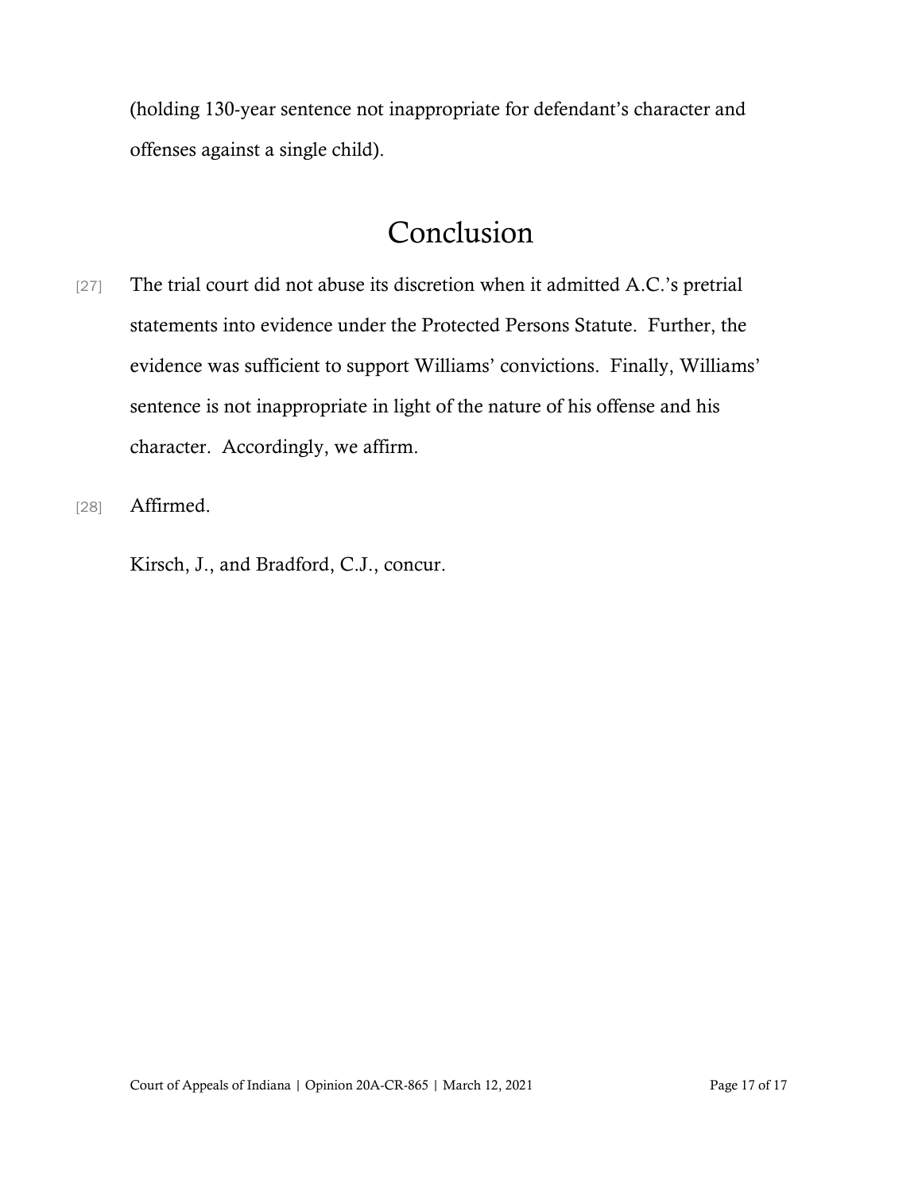(holding 130-year sentence not inappropriate for defendant's character and offenses against a single child).

# Conclusion

[27] The trial court did not abuse its discretion when it admitted A.C.'s pretrial statements into evidence under the Protected Persons Statute. Further, the evidence was sufficient to support Williams' convictions. Finally, Williams' sentence is not inappropriate in light of the nature of his offense and his character. Accordingly, we affirm.

[28] Affirmed.

Kirsch, J., and Bradford, C.J., concur.